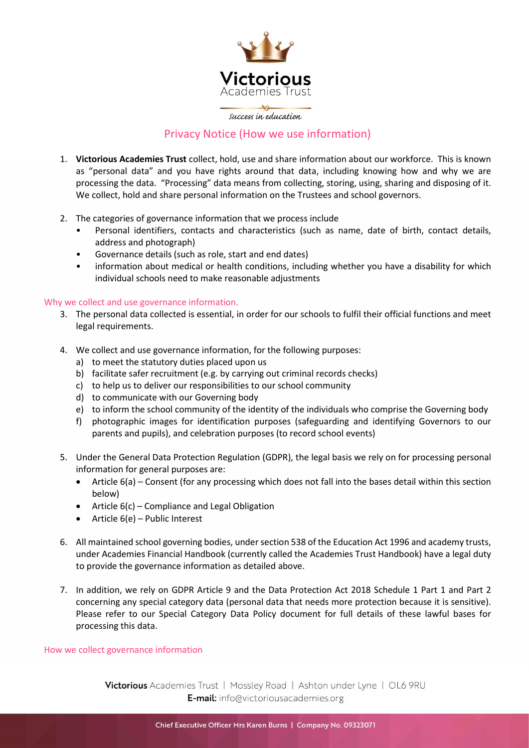Victorious Academies Trust

*Success in education*

# Privacy Notice (How we use information)

1. **Victorious Academies Trust** collect, hold, use and share information about our workforce. This is known as "personal data" and you have rights around that data, including knowing how and why we are processing the data. "Processing" data means from collecting, storing, using, sharing and disposing of it. We collect, hold and share personal information on the Trustees and school governors.

2. The categories of governance information that we process include
   - Personal identifiers, contacts and characteristics (such as name, date of birth, contact details, address and photograph)
   - Governance details (such as role, start and end dates)
   - information about medical or health conditions, including whether you have a disability for which individual schools need to make reasonable adjustments

## Why we collect and use governance information.

3. The personal data collected is essential, in order for our schools to fulfil their official functions and meet legal requirements.

4. We collect and use governance information, for the following purposes:
   a) to meet the statutory duties placed upon us
   b) facilitate safer recruitment (e.g. by carrying out criminal records checks)
   c) to help us to deliver our responsibilities to our school community
   d) to communicate with our Governing body
   e) to inform the school community of the identity of the individuals who comprise the Governing body
   f) photographic images for identification purposes (safeguarding and identifying Governors to our parents and pupils), and celebration purposes (to record school events)

5. Under the General Data Protection Regulation (GDPR), the legal basis we rely on for processing personal information for general purposes are:
   - Article 6(a) – Consent (for any processing which does not fall into the bases detail within this section below)
   - Article 6(c) – Compliance and Legal Obligation
   - Article 6(e) – Public Interest

6. All maintained school governing bodies, under section 538 of the Education Act 1996 and academy trusts, under Academies Financial Handbook (currently called the Academies Trust Handbook) have a legal duty to provide the governance information as detailed above.

7. In addition, we rely on GDPR Article 9 and the Data Protection Act 2018 Schedule 1 Part 1 and Part 2 concerning any special category data (personal data that needs more protection because it is sensitive). Please refer to our Special Category Data Policy document for full details of these lawful bases for processing this data.

## How we collect governance information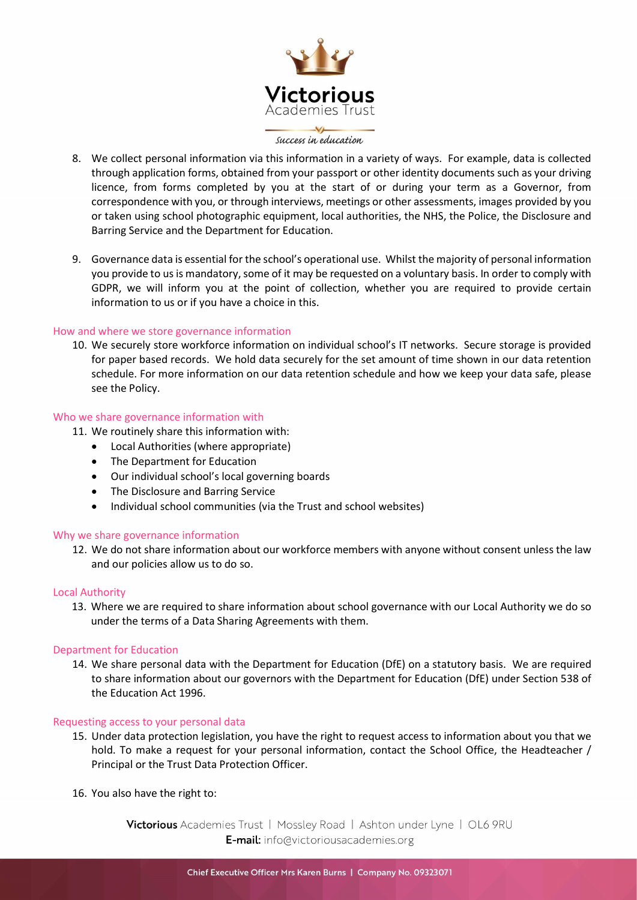8. We collect personal information via this information in a variety of ways. For example, data is collected through application forms, obtained from your passport or other identity documents such as your driving licence, from forms completed by you at the start of or during your term as a Governor, from correspondence with you, or through interviews, meetings or other assessments, images provided by you or taken using school photographic equipment, local authorities, the NHS, the Police, the Disclosure and Barring Service and the Department for Education.

9. Governance data is essential for the school's operational use. Whilst the majority of personal information you provide to us is mandatory, some of it may be requested on a voluntary basis. In order to comply with GDPR, we will inform you at the point of collection, whether you are required to provide certain information to us or if you have a choice in this.

### How and where we store governance information

10. We securely store workforce information on individual school's IT networks. Secure storage is provided for paper based records. We hold data securely for the set amount of time shown in our data retention schedule. For more information on our data retention schedule and how we keep your data safe, please see the Policy.

### Who we share governance information with

11. We routinely share this information with:
    - Local Authorities (where appropriate)
    - The Department for Education
    - Our individual school's local governing boards
    - The Disclosure and Barring Service
    - Individual school communities (via the Trust and school websites)

### Why we share governance information

12. We do not share information about our workforce members with anyone without consent unless the law and our policies allow us to do so.

### Local Authority

13. Where we are required to share information about school governance with our Local Authority we do so under the terms of a Data Sharing Agreements with them.

### Department for Education

14. We share personal data with the Department for Education (DfE) on a statutory basis. We are required to share information about our governors with the Department for Education (DfE) under Section 538 of the Education Act 1996.

### Requesting access to your personal data

15. Under data protection legislation, you have the right to request access to information about you that we hold. To make a request for your personal information, contact the School Office, the Headteacher / Principal or the Trust Data Protection Officer.

16. You also have the right to: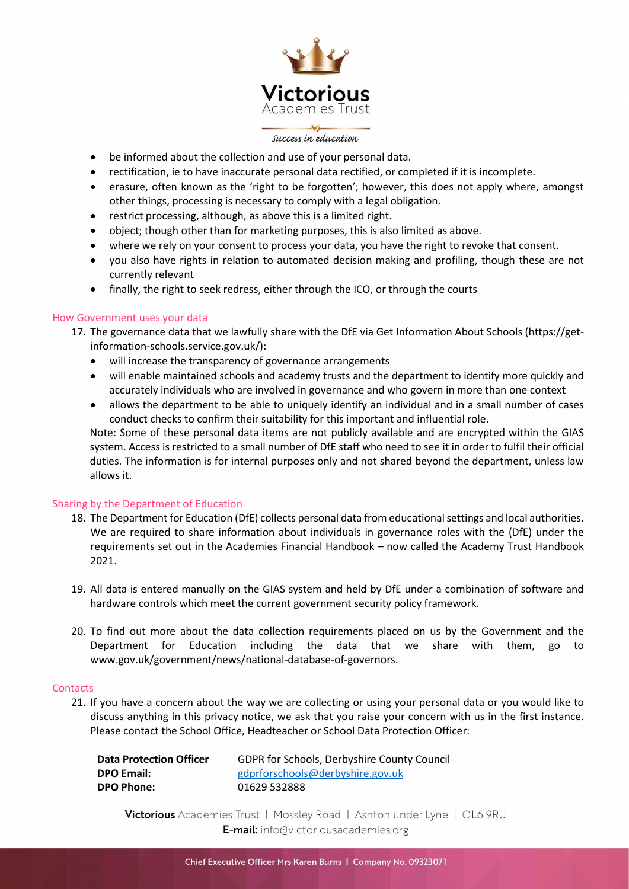- be informed about the collection and use of your personal data.
- rectification, ie to have inaccurate personal data rectified, or completed if it is incomplete.
- erasure, often known as the 'right to be forgotten'; however, this does not apply where, amongst other things, processing is necessary to comply with a legal obligation.
- restrict processing, although, as above this is a limited right.
- object; though other than for marketing purposes, this is also limited as above.
- where we rely on your consent to process your data, you have the right to revoke that consent.
- you also have rights in relation to automated decision making and profiling, though these are not currently relevant
- finally, the right to seek redress, either through the ICO, or through the courts

## How Government uses your data

17. The governance data that we lawfully share with the DfE via Get Information About Schools (https://get-information-schools.service.gov.uk/):
    - will increase the transparency of governance arrangements
    - will enable maintained schools and academy trusts and the department to identify more quickly and accurately individuals who are involved in governance and who govern in more than one context
    - allows the department to be able to uniquely identify an individual and in a small number of cases conduct checks to confirm their suitability for this important and influential role.

    Note: Some of these personal data items are not publicly available and are encrypted within the GIAS system. Access is restricted to a small number of DfE staff who need to see it in order to fulfil their official duties. The information is for internal purposes only and not shared beyond the department, unless law allows it.

## Sharing by the Department of Education

18. The Department for Education (DfE) collects personal data from educational settings and local authorities. We are required to share information about individuals in governance roles with the (DfE) under the requirements set out in the Academies Financial Handbook – now called the Academy Trust Handbook 2021.

19. All data is entered manually on the GIAS system and held by DfE under a combination of software and hardware controls which meet the current government security policy framework.

20. To find out more about the data collection requirements placed on us by the Government and the Department for Education including the data that we share with them, go to www.gov.uk/government/news/national-database-of-governors.

## Contacts

21. If you have a concern about the way we are collecting or using your personal data or you would like to discuss anything in this privacy notice, we ask that you raise your concern with us in the first instance. Please contact the School Office, Headteacher or School Data Protection Officer:

| | |
|---|---|
| **Data Protection Officer** | GDPR for Schools, Derbyshire County Council |
| **DPO Email:** | gdprforschools@derbyshire.gov.uk |
| **DPO Phone:** | 01629 532888 |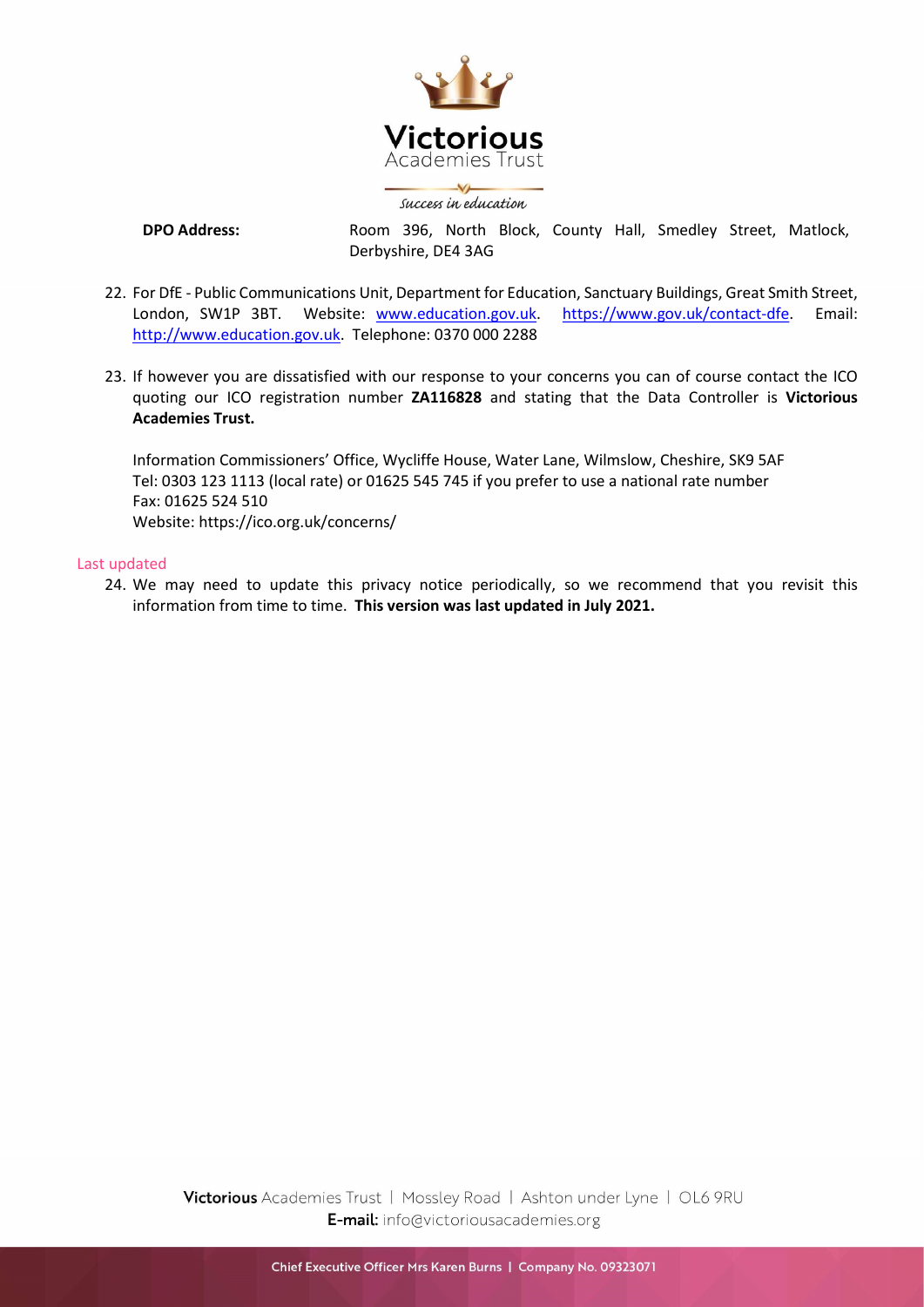**DPO Address:** Room 396, North Block, County Hall, Smedley Street, Matlock, Derbyshire, DE4 3AG

22. For DfE - Public Communications Unit, Department for Education, Sanctuary Buildings, Great Smith Street, London, SW1P 3BT. Website: www.education.gov.uk. https://www.gov.uk/contact-dfe. Email: http://www.education.gov.uk. Telephone: 0370 000 2288

23. If however you are dissatisfied with our response to your concerns you can of course contact the ICO quoting our ICO registration number **ZA116828** and stating that the Data Controller is **Victorious Academies Trust.**

    Information Commissioners' Office, Wycliffe House, Water Lane, Wilmslow, Cheshire, SK9 5AF
    Tel: 0303 123 1113 (local rate) or 01625 545 745 if you prefer to use a national rate number
    Fax: 01625 524 510
    Website: https://ico.org.uk/concerns/

## Last updated

24. We may need to update this privacy notice periodically, so we recommend that you revisit this information from time to time. **This version was last updated in July 2021.**